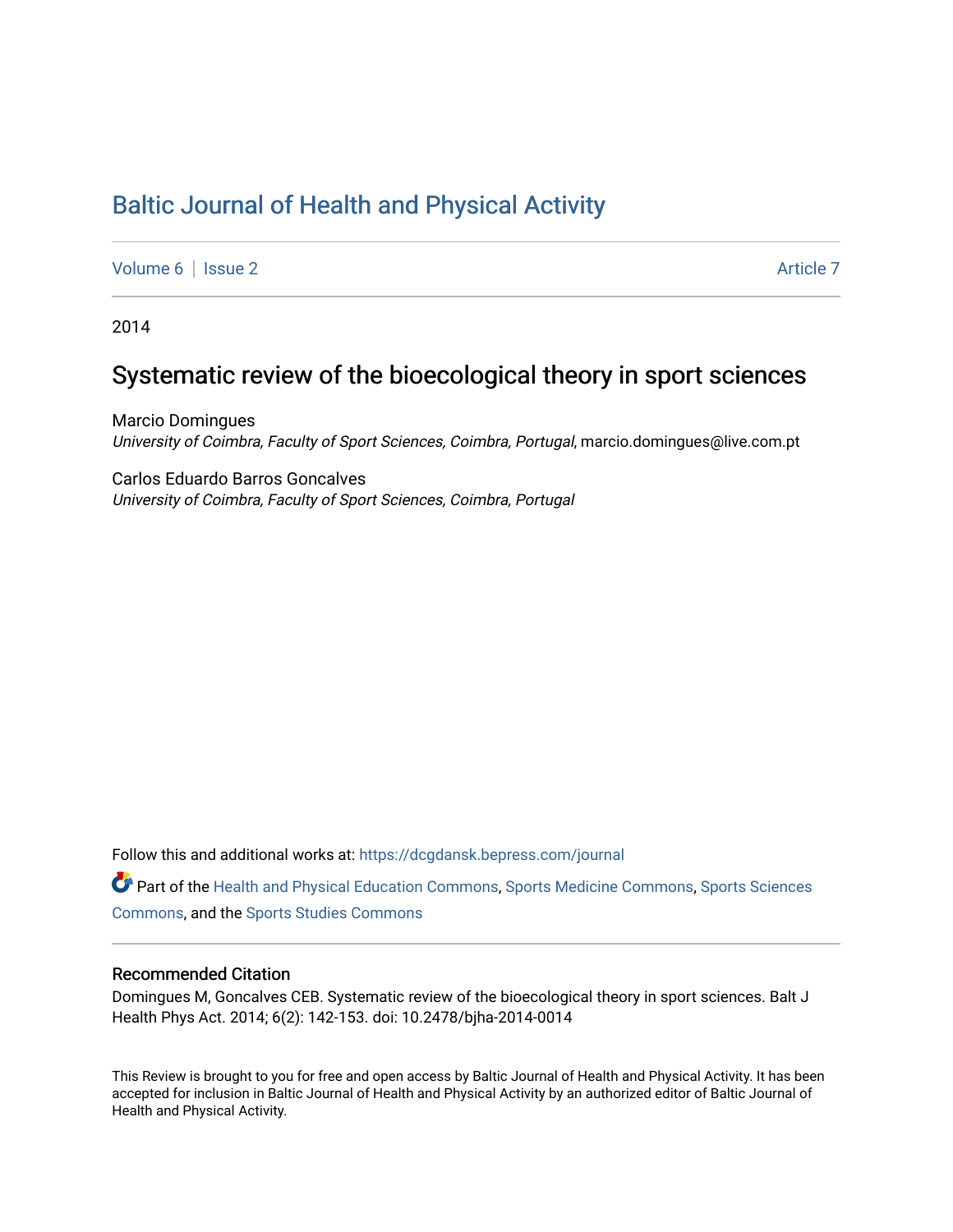# Baltic Journal of Health and Physical Activity

Volume 6 | Issue 2 — Article 7

2014

## Systematic review of the bioecological theory in sport sciences

Marcio Domingues
*University of Coimbra, Faculty of Sport Sciences, Coimbra, Portugal*, marcio.domingues@live.com.pt

Carlos Eduardo Barros Goncalves
*University of Coimbra, Faculty of Sport Sciences, Coimbra, Portugal*

Follow this and additional works at: https://dcgdansk.bepress.com/journal

Part of the Health and Physical Education Commons, Sports Medicine Commons, Sports Sciences Commons, and the Sports Studies Commons

### Recommended Citation

Domingues M, Goncalves CEB. Systematic review of the bioecological theory in sport sciences. Balt J Health Phys Act. 2014; 6(2): 142-153. doi: 10.2478/bjha-2014-0014

This Review is brought to you for free and open access by Baltic Journal of Health and Physical Activity. It has been accepted for inclusion in Baltic Journal of Health and Physical Activity by an authorized editor of Baltic Journal of Health and Physical Activity.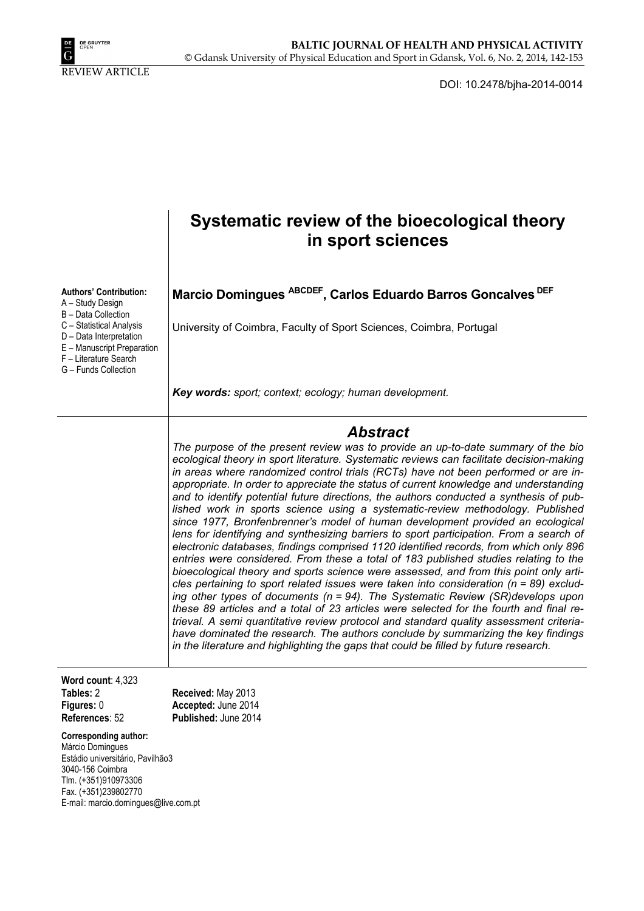REVIEW ARTICLE

DOI: 10.2478/bjha-2014-0014

# Systematic review of the bioecological theory in sport sciences

**Authors' Contribution:**
A – Study Design
B – Data Collection
C – Statistical Analysis
D – Data Interpretation
E – Manuscript Preparation
F – Literature Search
G – Funds Collection

**Marcio Domingues** [ABCDEF], **Carlos Eduardo Barros Goncalves** [DEF]

University of Coimbra, Faculty of Sport Sciences, Coimbra, Portugal

***Key words:*** *sport; context; ecology; human development.*

## *Abstract*

*The purpose of the present review was to provide an up-to-date summary of the bio ecological theory in sport literature. Systematic reviews can facilitate decision-making in areas where randomized control trials (RCTs) have not been performed or are inappropriate. In order to appreciate the status of current knowledge and understanding and to identify potential future directions, the authors conducted a synthesis of published work in sports science using a systematic-review methodology. Published since 1977, Bronfenbrenner's model of human development provided an ecological lens for identifying and synthesizing barriers to sport participation. From a search of electronic databases, findings comprised 1120 identified records, from which only 896 entries were considered. From these a total of 183 published studies relating to the bioecological theory and sports science were assessed, and from this point only articles pertaining to sport related issues were taken into consideration (n = 89) excluding other types of documents (n = 94). The Systematic Review (SR)develops upon these 89 articles and a total of 23 articles were selected for the fourth and final retrieval. A semi quantitative review protocol and standard quality assessment criteriahave dominated the research. The authors conclude by summarizing the key findings in the literature and highlighting the gaps that could be filled by future research.*

**Word count**: 4,323
**Tables:** 2
**Figures:** 0
**References**: 52

**Received:** May 2013
**Accepted:** June 2014
**Published:** June 2014

**Corresponding author:**
Márcio Domingues
Estádio universitário, Pavilhão3
3040-156 Coimbra
Tlm. (+351)910973306
Fax. (+351)239802770
E-mail: marcio.domingues@live.com.pt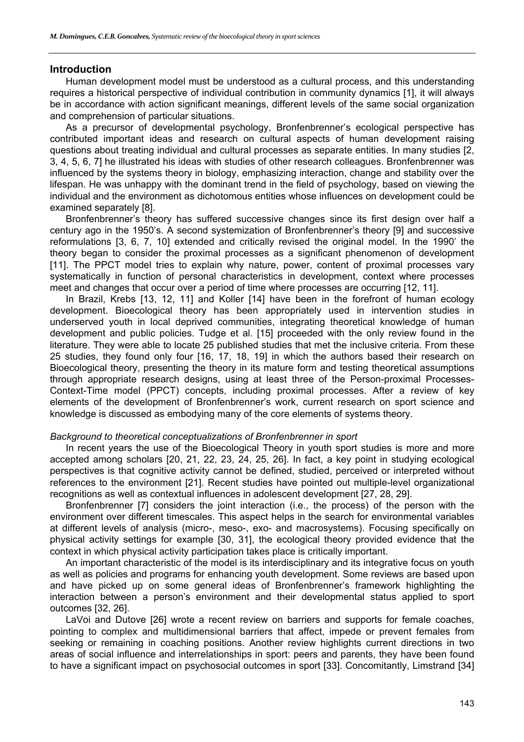## Introduction

Human development model must be understood as a cultural process, and this understanding requires a historical perspective of individual contribution in community dynamics [1], it will always be in accordance with action significant meanings, different levels of the same social organization and comprehension of particular situations.

As a precursor of developmental psychology, Bronfenbrenner's ecological perspective has contributed important ideas and research on cultural aspects of human development raising questions about treating individual and cultural processes as separate entities. In many studies [2, 3, 4, 5, 6, 7] he illustrated his ideas with studies of other research colleagues. Bronfenbrenner was influenced by the systems theory in biology, emphasizing interaction, change and stability over the lifespan. He was unhappy with the dominant trend in the field of psychology, based on viewing the individual and the environment as dichotomous entities whose influences on development could be examined separately [8].

Bronfenbrenner's theory has suffered successive changes since its first design over half a century ago in the 1950's. A second systemization of Bronfenbrenner's theory [9] and successive reformulations [3, 6, 7, 10] extended and critically revised the original model. In the 1990' the theory began to consider the proximal processes as a significant phenomenon of development [11]. The PPCT model tries to explain why nature, power, content of proximal processes vary systematically in function of personal characteristics in development, context where processes meet and changes that occur over a period of time where processes are occurring [12, 11].

In Brazil, Krebs [13, 12, 11] and Koller [14] have been in the forefront of human ecology development. Bioecological theory has been appropriately used in intervention studies in underserved youth in local deprived communities, integrating theoretical knowledge of human development and public policies. Tudge et al. [15] proceeded with the only review found in the literature. They were able to locate 25 published studies that met the inclusive criteria. From these 25 studies, they found only four [16, 17, 18, 19] in which the authors based their research on Bioecological theory, presenting the theory in its mature form and testing theoretical assumptions through appropriate research designs, using at least three of the Person-proximal Processes-Context-Time model (PPCT) concepts, including proximal processes. After a review of key elements of the development of Bronfenbrenner's work, current research on sport science and knowledge is discussed as embodying many of the core elements of systems theory.

*Background to theoretical conceptualizations of Bronfenbrenner in sport*

In recent years the use of the Bioecological Theory in youth sport studies is more and more accepted among scholars [20, 21, 22, 23, 24, 25, 26]. In fact, a key point in studying ecological perspectives is that cognitive activity cannot be defined, studied, perceived or interpreted without references to the environment [21]. Recent studies have pointed out multiple-level organizational recognitions as well as contextual influences in adolescent development [27, 28, 29].

Bronfenbrenner [7] considers the joint interaction (i.e., the process) of the person with the environment over different timescales. This aspect helps in the search for environmental variables at different levels of analysis (micro-, meso-, exo- and macrosystems). Focusing specifically on physical activity settings for example [30, 31], the ecological theory provided evidence that the context in which physical activity participation takes place is critically important.

An important characteristic of the model is its interdisciplinary and its integrative focus on youth as well as policies and programs for enhancing youth development. Some reviews are based upon and have picked up on some general ideas of Bronfenbrenner's framework highlighting the interaction between a person's environment and their developmental status applied to sport outcomes [32, 26].

LaVoi and Dutove [26] wrote a recent review on barriers and supports for female coaches, pointing to complex and multidimensional barriers that affect, impede or prevent females from seeking or remaining in coaching positions. Another review highlights current directions in two areas of social influence and interrelationships in sport: peers and parents, they have been found to have a significant impact on psychosocial outcomes in sport [33]. Concomitantly, Limstrand [34]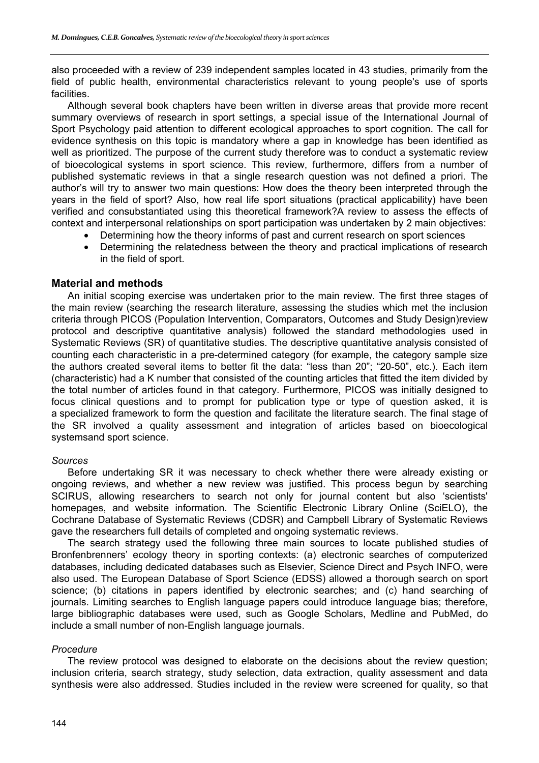also proceeded with a review of 239 independent samples located in 43 studies, primarily from the field of public health, environmental characteristics relevant to young people's use of sports facilities.

Although several book chapters have been written in diverse areas that provide more recent summary overviews of research in sport settings, a special issue of the International Journal of Sport Psychology paid attention to different ecological approaches to sport cognition. The call for evidence synthesis on this topic is mandatory where a gap in knowledge has been identified as well as prioritized. The purpose of the current study therefore was to conduct a systematic review of bioecological systems in sport science. This review, furthermore, differs from a number of published systematic reviews in that a single research question was not defined a priori. The author's will try to answer two main questions: How does the theory been interpreted through the years in the field of sport? Also, how real life sport situations (practical applicability) have been verified and consubstantiated using this theoretical framework?A review to assess the effects of context and interpersonal relationships on sport participation was undertaken by 2 main objectives:

- Determining how the theory informs of past and current research on sport sciences
- Determining the relatedness between the theory and practical implications of research in the field of sport.

## Material and methods

An initial scoping exercise was undertaken prior to the main review. The first three stages of the main review (searching the research literature, assessing the studies which met the inclusion criteria through PICOS (Population Intervention, Comparators, Outcomes and Study Design)review protocol and descriptive quantitative analysis) followed the standard methodologies used in Systematic Reviews (SR) of quantitative studies. The descriptive quantitative analysis consisted of counting each characteristic in a pre-determined category (for example, the category sample size the authors created several items to better fit the data: "less than 20"; "20-50", etc.). Each item (characteristic) had a K number that consisted of the counting articles that fitted the item divided by the total number of articles found in that category. Furthermore, PICOS was initially designed to focus clinical questions and to prompt for publication type or type of question asked, it is a specialized framework to form the question and facilitate the literature search. The final stage of the SR involved a quality assessment and integration of articles based on bioecological systemsand sport science.

### *Sources*

Before undertaking SR it was necessary to check whether there were already existing or ongoing reviews, and whether a new review was justified. This process begun by searching SCIRUS, allowing researchers to search not only for journal content but also 'scientists' homepages, and website information. The Scientific Electronic Library Online (SciELO), the Cochrane Database of Systematic Reviews (CDSR) and Campbell Library of Systematic Reviews gave the researchers full details of completed and ongoing systematic reviews.

The search strategy used the following three main sources to locate published studies of Bronfenbrenners' ecology theory in sporting contexts: (a) electronic searches of computerized databases, including dedicated databases such as Elsevier, Science Direct and Psych INFO, were also used. The European Database of Sport Science (EDSS) allowed a thorough search on sport science; (b) citations in papers identified by electronic searches; and (c) hand searching of journals. Limiting searches to English language papers could introduce language bias; therefore, large bibliographic databases were used, such as Google Scholars, Medline and PubMed, do include a small number of non-English language journals.

### *Procedure*

The review protocol was designed to elaborate on the decisions about the review question; inclusion criteria, search strategy, study selection, data extraction, quality assessment and data synthesis were also addressed. Studies included in the review were screened for quality, so that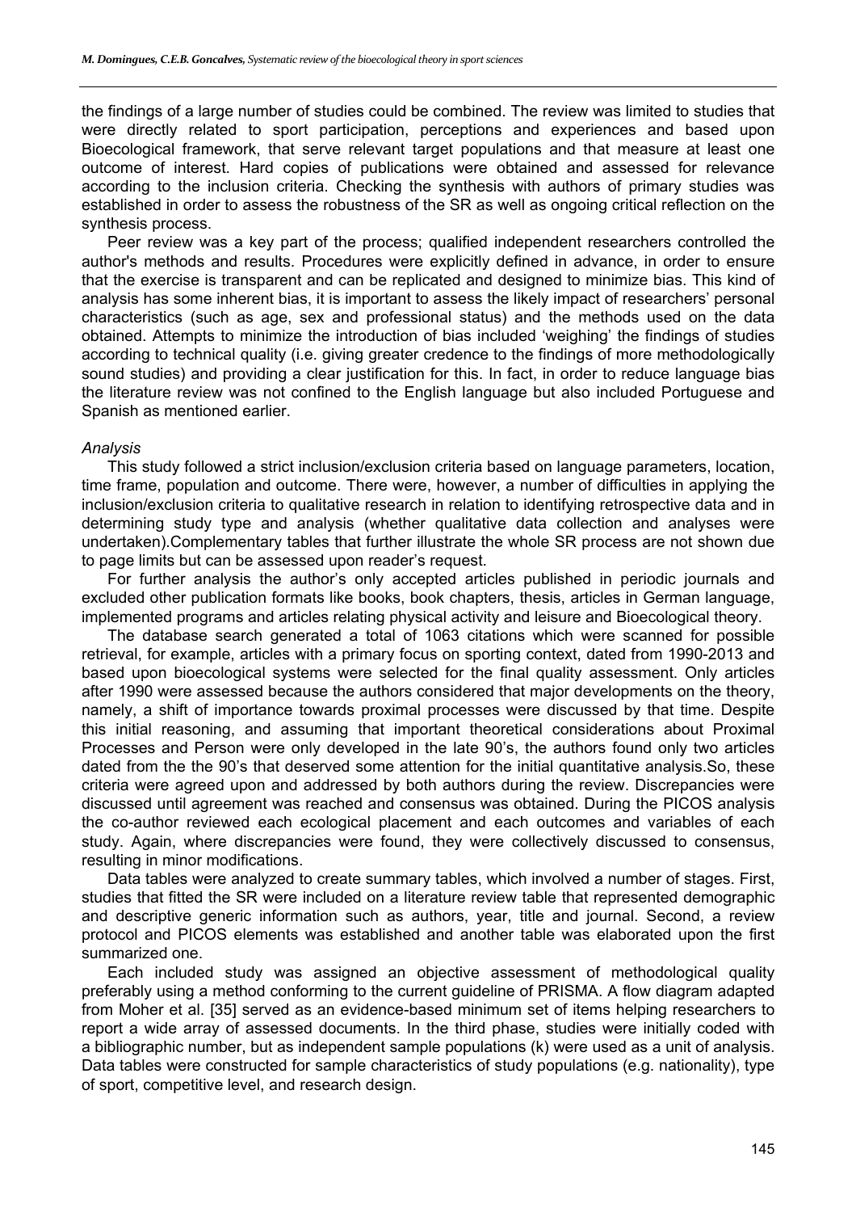the findings of a large number of studies could be combined. The review was limited to studies that were directly related to sport participation, perceptions and experiences and based upon Bioecological framework, that serve relevant target populations and that measure at least one outcome of interest. Hard copies of publications were obtained and assessed for relevance according to the inclusion criteria. Checking the synthesis with authors of primary studies was established in order to assess the robustness of the SR as well as ongoing critical reflection on the synthesis process.

Peer review was a key part of the process; qualified independent researchers controlled the author's methods and results. Procedures were explicitly defined in advance, in order to ensure that the exercise is transparent and can be replicated and designed to minimize bias. This kind of analysis has some inherent bias, it is important to assess the likely impact of researchers' personal characteristics (such as age, sex and professional status) and the methods used on the data obtained. Attempts to minimize the introduction of bias included 'weighing' the findings of studies according to technical quality (i.e. giving greater credence to the findings of more methodologically sound studies) and providing a clear justification for this. In fact, in order to reduce language bias the literature review was not confined to the English language but also included Portuguese and Spanish as mentioned earlier.

*Analysis*

This study followed a strict inclusion/exclusion criteria based on language parameters, location, time frame, population and outcome. There were, however, a number of difficulties in applying the inclusion/exclusion criteria to qualitative research in relation to identifying retrospective data and in determining study type and analysis (whether qualitative data collection and analyses were undertaken).Complementary tables that further illustrate the whole SR process are not shown due to page limits but can be assessed upon reader's request.

For further analysis the author's only accepted articles published in periodic journals and excluded other publication formats like books, book chapters, thesis, articles in German language, implemented programs and articles relating physical activity and leisure and Bioecological theory.

The database search generated a total of 1063 citations which were scanned for possible retrieval, for example, articles with a primary focus on sporting context, dated from 1990-2013 and based upon bioecological systems were selected for the final quality assessment. Only articles after 1990 were assessed because the authors considered that major developments on the theory, namely, a shift of importance towards proximal processes were discussed by that time. Despite this initial reasoning, and assuming that important theoretical considerations about Proximal Processes and Person were only developed in the late 90's, the authors found only two articles dated from the the 90's that deserved some attention for the initial quantitative analysis.So, these criteria were agreed upon and addressed by both authors during the review. Discrepancies were discussed until agreement was reached and consensus was obtained. During the PICOS analysis the co-author reviewed each ecological placement and each outcomes and variables of each study. Again, where discrepancies were found, they were collectively discussed to consensus, resulting in minor modifications.

Data tables were analyzed to create summary tables, which involved a number of stages. First, studies that fitted the SR were included on a literature review table that represented demographic and descriptive generic information such as authors, year, title and journal. Second, a review protocol and PICOS elements was established and another table was elaborated upon the first summarized one.

Each included study was assigned an objective assessment of methodological quality preferably using a method conforming to the current guideline of PRISMA. A flow diagram adapted from Moher et al. [35] served as an evidence-based minimum set of items helping researchers to report a wide array of assessed documents. In the third phase, studies were initially coded with a bibliographic number, but as independent sample populations (k) were used as a unit of analysis. Data tables were constructed for sample characteristics of study populations (e.g. nationality), type of sport, competitive level, and research design.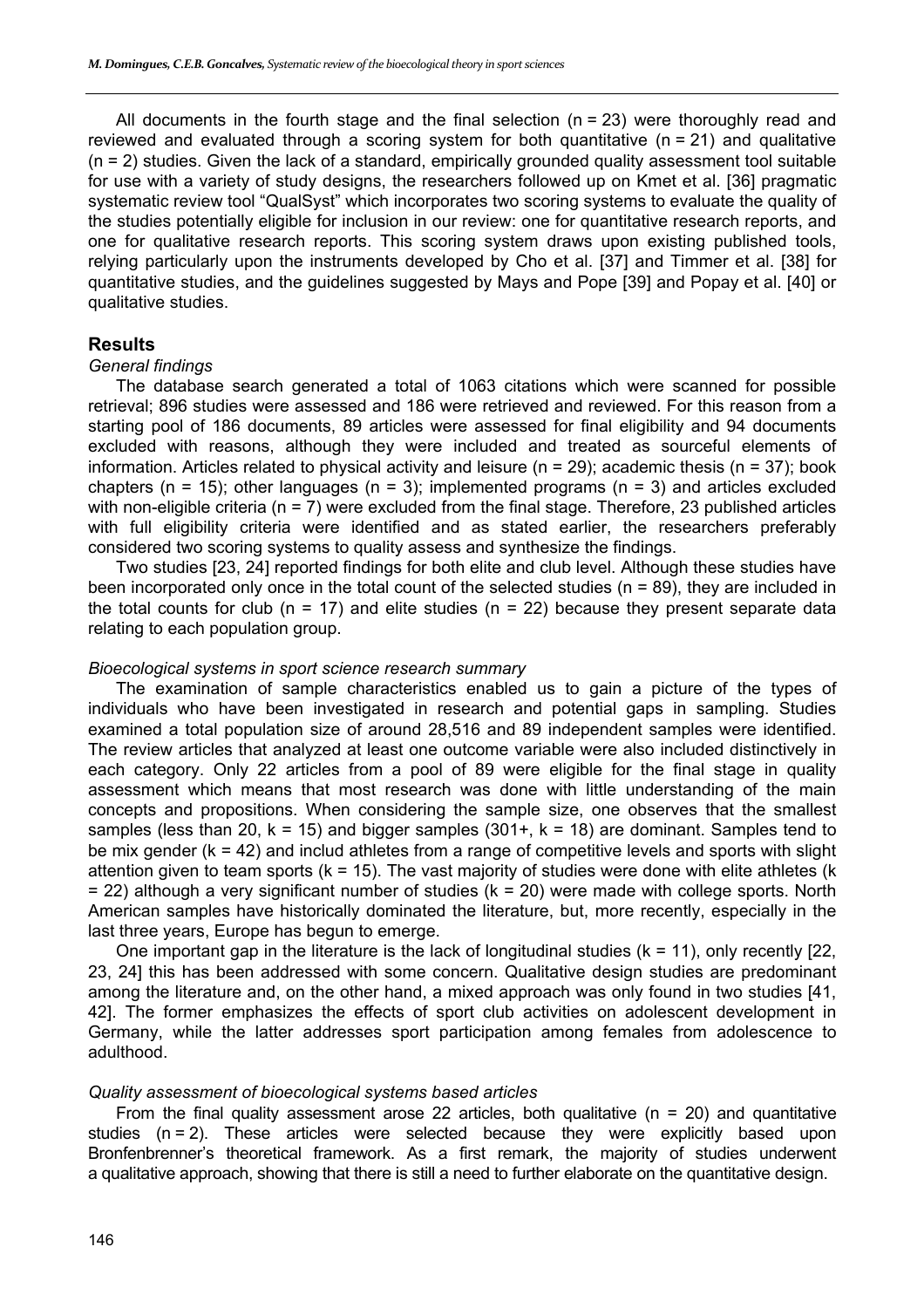All documents in the fourth stage and the final selection (n = 23) were thoroughly read and reviewed and evaluated through a scoring system for both quantitative (n = 21) and qualitative (n = 2) studies. Given the lack of a standard, empirically grounded quality assessment tool suitable for use with a variety of study designs, the researchers followed up on Kmet et al. [36] pragmatic systematic review tool "QualSyst" which incorporates two scoring systems to evaluate the quality of the studies potentially eligible for inclusion in our review: one for quantitative research reports, and one for qualitative research reports. This scoring system draws upon existing published tools, relying particularly upon the instruments developed by Cho et al. [37] and Timmer et al. [38] for quantitative studies, and the guidelines suggested by Mays and Pope [39] and Popay et al. [40] or qualitative studies.

## Results

### *General findings*

The database search generated a total of 1063 citations which were scanned for possible retrieval; 896 studies were assessed and 186 were retrieved and reviewed. For this reason from a starting pool of 186 documents, 89 articles were assessed for final eligibility and 94 documents excluded with reasons, although they were included and treated as sourceful elements of information. Articles related to physical activity and leisure (n = 29); academic thesis (n = 37); book chapters (n = 15); other languages (n = 3); implemented programs (n = 3) and articles excluded with non-eligible criteria (n = 7) were excluded from the final stage. Therefore, 23 published articles with full eligibility criteria were identified and as stated earlier, the researchers preferably considered two scoring systems to quality assess and synthesize the findings.

Two studies [23, 24] reported findings for both elite and club level. Although these studies have been incorporated only once in the total count of the selected studies (n = 89), they are included in the total counts for club (n = 17) and elite studies (n = 22) because they present separate data relating to each population group.

### *Bioecological systems in sport science research summary*

The examination of sample characteristics enabled us to gain a picture of the types of individuals who have been investigated in research and potential gaps in sampling. Studies examined a total population size of around 28,516 and 89 independent samples were identified. The review articles that analyzed at least one outcome variable were also included distinctively in each category. Only 22 articles from a pool of 89 were eligible for the final stage in quality assessment which means that most research was done with little understanding of the main concepts and propositions. When considering the sample size, one observes that the smallest samples (less than 20, k = 15) and bigger samples (301+, k = 18) are dominant. Samples tend to be mix gender (k = 42) and includ athletes from a range of competitive levels and sports with slight attention given to team sports (k = 15). The vast majority of studies were done with elite athletes (k = 22) although a very significant number of studies (k = 20) were made with college sports. North American samples have historically dominated the literature, but, more recently, especially in the last three years, Europe has begun to emerge.

One important gap in the literature is the lack of longitudinal studies (k = 11), only recently [22, 23, 24] this has been addressed with some concern. Qualitative design studies are predominant among the literature and, on the other hand, a mixed approach was only found in two studies [41, 42]. The former emphasizes the effects of sport club activities on adolescent development in Germany, while the latter addresses sport participation among females from adolescence to adulthood.

### *Quality assessment of bioecological systems based articles*

From the final quality assessment arose 22 articles, both qualitative (n = 20) and quantitative studies (n = 2). These articles were selected because they were explicitly based upon Bronfenbrenner's theoretical framework. As a first remark, the majority of studies underwent a qualitative approach, showing that there is still a need to further elaborate on the quantitative design.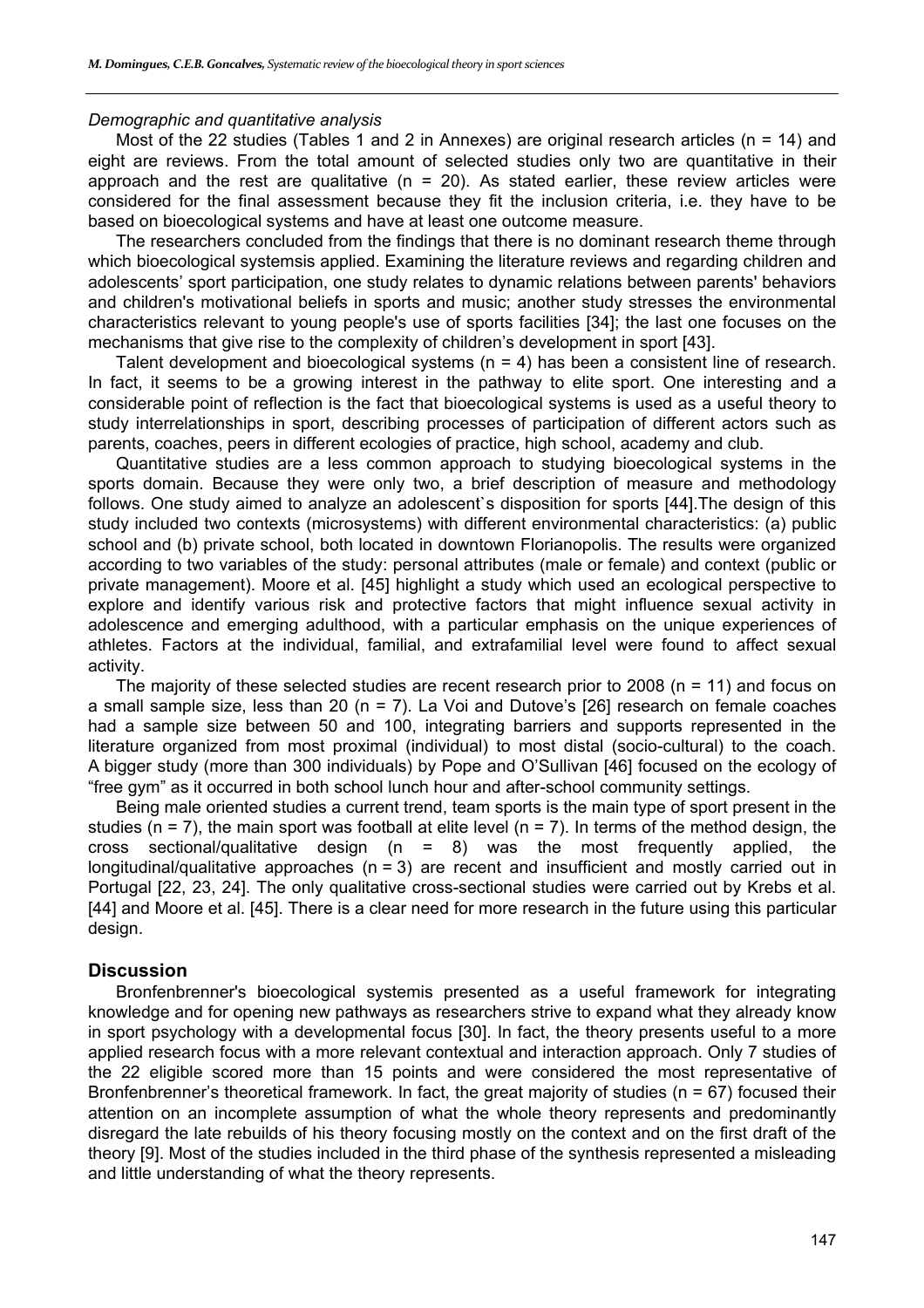*Demographic and quantitative analysis*

Most of the 22 studies (Tables 1 and 2 in Annexes) are original research articles (n = 14) and eight are reviews. From the total amount of selected studies only two are quantitative in their approach and the rest are qualitative (n = 20). As stated earlier, these review articles were considered for the final assessment because they fit the inclusion criteria, i.e. they have to be based on bioecological systems and have at least one outcome measure.

The researchers concluded from the findings that there is no dominant research theme through which bioecological systemsis applied. Examining the literature reviews and regarding children and adolescents' sport participation, one study relates to dynamic relations between parents' behaviors and children's motivational beliefs in sports and music; another study stresses the environmental characteristics relevant to young people's use of sports facilities [34]; the last one focuses on the mechanisms that give rise to the complexity of children's development in sport [43].

Talent development and bioecological systems (n = 4) has been a consistent line of research. In fact, it seems to be a growing interest in the pathway to elite sport. One interesting and a considerable point of reflection is the fact that bioecological systems is used as a useful theory to study interrelationships in sport, describing processes of participation of different actors such as parents, coaches, peers in different ecologies of practice, high school, academy and club.

Quantitative studies are a less common approach to studying bioecological systems in the sports domain. Because they were only two, a brief description of measure and methodology follows. One study aimed to analyze an adolescent`s disposition for sports [44].The design of this study included two contexts (microsystems) with different environmental characteristics: (a) public school and (b) private school, both located in downtown Florianopolis. The results were organized according to two variables of the study: personal attributes (male or female) and context (public or private management). Moore et al. [45] highlight a study which used an ecological perspective to explore and identify various risk and protective factors that might influence sexual activity in adolescence and emerging adulthood, with a particular emphasis on the unique experiences of athletes. Factors at the individual, familial, and extrafamilial level were found to affect sexual activity.

The majority of these selected studies are recent research prior to 2008 (n = 11) and focus on a small sample size, less than 20 (n = 7). La Voi and Dutove's [26] research on female coaches had a sample size between 50 and 100, integrating barriers and supports represented in the literature organized from most proximal (individual) to most distal (socio-cultural) to the coach. A bigger study (more than 300 individuals) by Pope and O'Sullivan [46] focused on the ecology of "free gym" as it occurred in both school lunch hour and after-school community settings.

Being male oriented studies a current trend, team sports is the main type of sport present in the studies (n = 7), the main sport was football at elite level (n = 7). In terms of the method design, the cross sectional/qualitative design (n = 8) was the most frequently applied, the longitudinal/qualitative approaches (n = 3) are recent and insufficient and mostly carried out in Portugal [22, 23, 24]. The only qualitative cross-sectional studies were carried out by Krebs et al. [44] and Moore et al. [45]. There is a clear need for more research in the future using this particular design.

## Discussion

Bronfenbrenner's bioecological systemis presented as a useful framework for integrating knowledge and for opening new pathways as researchers strive to expand what they already know in sport psychology with a developmental focus [30]. In fact, the theory presents useful to a more applied research focus with a more relevant contextual and interaction approach. Only 7 studies of the 22 eligible scored more than 15 points and were considered the most representative of Bronfenbrenner's theoretical framework. In fact, the great majority of studies (n = 67) focused their attention on an incomplete assumption of what the whole theory represents and predominantly disregard the late rebuilds of his theory focusing mostly on the context and on the first draft of the theory [9]. Most of the studies included in the third phase of the synthesis represented a misleading and little understanding of what the theory represents.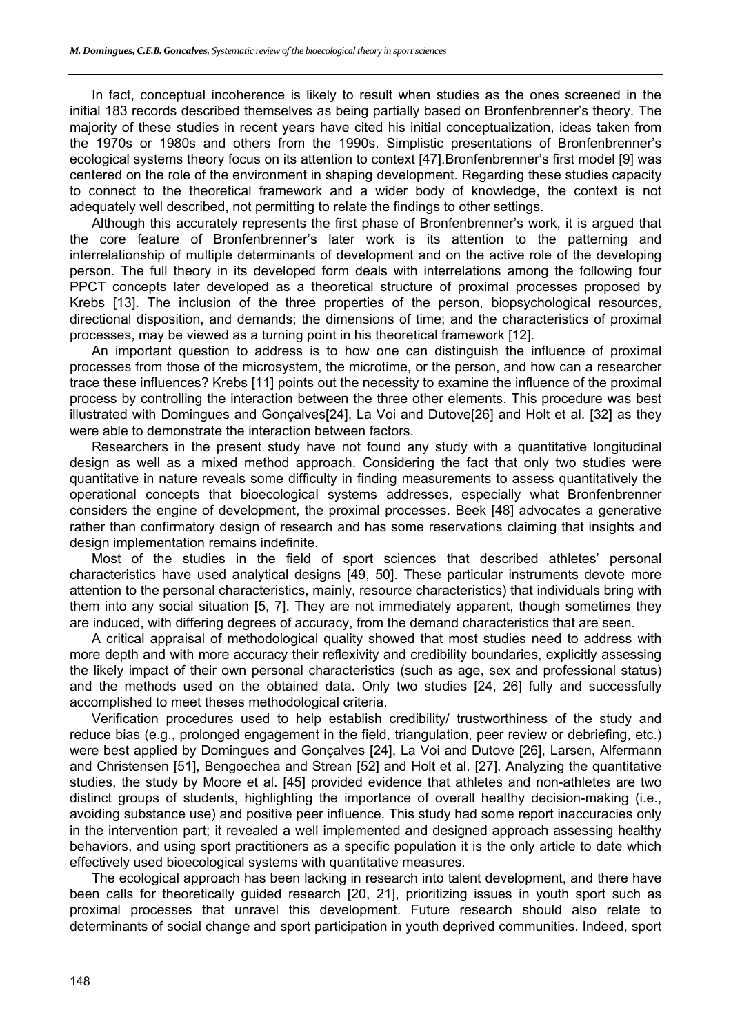In fact, conceptual incoherence is likely to result when studies as the ones screened in the initial 183 records described themselves as being partially based on Bronfenbrenner's theory. The majority of these studies in recent years have cited his initial conceptualization, ideas taken from the 1970s or 1980s and others from the 1990s. Simplistic presentations of Bronfenbrenner's ecological systems theory focus on its attention to context [47].Bronfenbrenner's first model [9] was centered on the role of the environment in shaping development. Regarding these studies capacity to connect to the theoretical framework and a wider body of knowledge, the context is not adequately well described, not permitting to relate the findings to other settings.

Although this accurately represents the first phase of Bronfenbrenner's work, it is argued that the core feature of Bronfenbrenner's later work is its attention to the patterning and interrelationship of multiple determinants of development and on the active role of the developing person. The full theory in its developed form deals with interrelations among the following four PPCT concepts later developed as a theoretical structure of proximal processes proposed by Krebs [13]. The inclusion of the three properties of the person, biopsychological resources, directional disposition, and demands; the dimensions of time; and the characteristics of proximal processes, may be viewed as a turning point in his theoretical framework [12].

An important question to address is to how one can distinguish the influence of proximal processes from those of the microsystem, the microtime, or the person, and how can a researcher trace these influences? Krebs [11] points out the necessity to examine the influence of the proximal process by controlling the interaction between the three other elements. This procedure was best illustrated with Domingues and Gonçalves[24], La Voi and Dutove[26] and Holt et al. [32] as they were able to demonstrate the interaction between factors.

Researchers in the present study have not found any study with a quantitative longitudinal design as well as a mixed method approach. Considering the fact that only two studies were quantitative in nature reveals some difficulty in finding measurements to assess quantitatively the operational concepts that bioecological systems addresses, especially what Bronfenbrenner considers the engine of development, the proximal processes. Beek [48] advocates a generative rather than confirmatory design of research and has some reservations claiming that insights and design implementation remains indefinite.

Most of the studies in the field of sport sciences that described athletes' personal characteristics have used analytical designs [49, 50]. These particular instruments devote more attention to the personal characteristics, mainly, resource characteristics) that individuals bring with them into any social situation [5, 7]. They are not immediately apparent, though sometimes they are induced, with differing degrees of accuracy, from the demand characteristics that are seen.

A critical appraisal of methodological quality showed that most studies need to address with more depth and with more accuracy their reflexivity and credibility boundaries, explicitly assessing the likely impact of their own personal characteristics (such as age, sex and professional status) and the methods used on the obtained data. Only two studies [24, 26] fully and successfully accomplished to meet theses methodological criteria.

Verification procedures used to help establish credibility/ trustworthiness of the study and reduce bias (e.g., prolonged engagement in the field, triangulation, peer review or debriefing, etc.) were best applied by Domingues and Gonçalves [24], La Voi and Dutove [26], Larsen, Alfermann and Christensen [51], Bengoechea and Strean [52] and Holt et al. [27]. Analyzing the quantitative studies, the study by Moore et al. [45] provided evidence that athletes and non-athletes are two distinct groups of students, highlighting the importance of overall healthy decision-making (i.e., avoiding substance use) and positive peer influence. This study had some report inaccuracies only in the intervention part; it revealed a well implemented and designed approach assessing healthy behaviors, and using sport practitioners as a specific population it is the only article to date which effectively used bioecological systems with quantitative measures.

The ecological approach has been lacking in research into talent development, and there have been calls for theoretically guided research [20, 21], prioritizing issues in youth sport such as proximal processes that unravel this development. Future research should also relate to determinants of social change and sport participation in youth deprived communities. Indeed, sport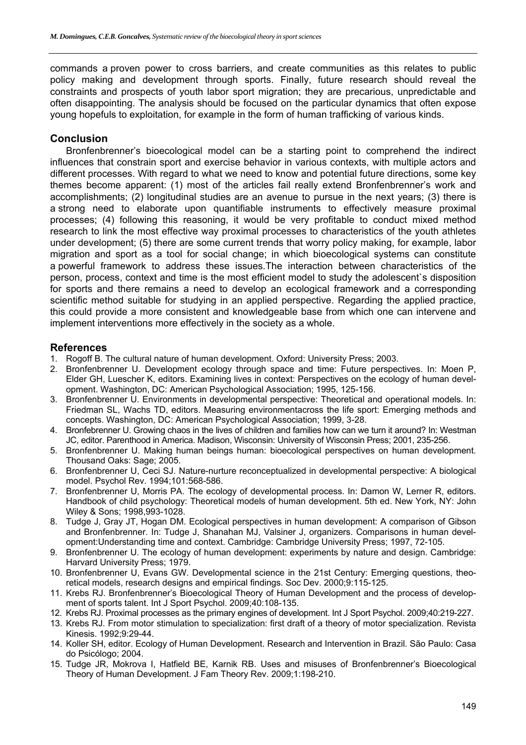commands a proven power to cross barriers, and create communities as this relates to public policy making and development through sports. Finally, future research should reveal the constraints and prospects of youth labor sport migration; they are precarious, unpredictable and often disappointing. The analysis should be focused on the particular dynamics that often expose young hopefuls to exploitation, for example in the form of human trafficking of various kinds.

## Conclusion

Bronfenbrenner's bioecological model can be a starting point to comprehend the indirect influences that constrain sport and exercise behavior in various contexts, with multiple actors and different processes. With regard to what we need to know and potential future directions, some key themes become apparent: (1) most of the articles fail really extend Bronfenbrenner's work and accomplishments; (2) longitudinal studies are an avenue to pursue in the next years; (3) there is a strong need to elaborate upon quantifiable instruments to effectively measure proximal processes; (4) following this reasoning, it would be very profitable to conduct mixed method research to link the most effective way proximal processes to characteristics of the youth athletes under development; (5) there are some current trends that worry policy making, for example, labor migration and sport as a tool for social change; in which bioecological systems can constitute a powerful framework to address these issues.The interaction between characteristics of the person, process, context and time is the most efficient model to study the adolescent`s disposition for sports and there remains a need to develop an ecological framework and a corresponding scientific method suitable for studying in an applied perspective. Regarding the applied practice, this could provide a more consistent and knowledgeable base from which one can intervene and implement interventions more effectively in the society as a whole.

## References

1. Rogoff B. The cultural nature of human development. Oxford: University Press; 2003.
2. Bronfenbrenner U. Development ecology through space and time: Future perspectives. In: Moen P, Elder GH, Luescher K, editors. Examining lives in context: Perspectives on the ecology of human development. Washington, DC: American Psychological Association; 1995, 125-156.
3. Bronfenbrenner U. Environments in developmental perspective: Theoretical and operational models. In: Friedman SL, Wachs TD, editors. Measuring environmentacross the life sport: Emerging methods and concepts. Washington, DC: American Psychological Association; 1999, 3-28.
4. Bronfebrenner U. Growing chaos in the lives of children and families how can we turn it around? In: Westman JC, editor. Parenthood in America. Madison, Wisconsin: University of Wisconsin Press; 2001, 235-256.
5. Bronfenbrenner U. Making human beings human: bioecological perspectives on human development. Thousand Oaks: Sage; 2005.
6. Bronfenbrenner U, Ceci SJ. Nature-nurture reconceptualized in developmental perspective: A biological model. Psychol Rev. 1994;101:568-586.
7. Bronfenbrenner U, Morris PA. The ecology of developmental process. In: Damon W, Lerner R, editors. Handbook of child psychology: Theoretical models of human development. 5th ed. New York, NY: John Wiley & Sons; 1998,993-1028.
8. Tudge J, Gray JT, Hogan DM. Ecological perspectives in human development: A comparison of Gibson and Bronfenbrenner. In: Tudge J, Shanahan MJ, Valsiner J, organizers. Comparisons in human development:Understanding time and context. Cambridge: Cambridge University Press; 1997, 72-105.
9. Bronfenbrenner U. The ecology of human development: experiments by nature and design. Cambridge: Harvard University Press; 1979.
10. Bronfenbrenner U, Evans GW. Developmental science in the 21st Century: Emerging questions, theoretical models, research designs and empirical findings. Soc Dev. 2000;9:115-125.
11. Krebs RJ. Bronfenbrenner's Bioecological Theory of Human Development and the process of development of sports talent. Int J Sport Psychol. 2009;40:108-135.
12. Krebs RJ. Proximal processes as the primary engines of development. Int J Sport Psychol. 2009;40:219-227.
13. Krebs RJ. From motor stimulation to specialization: first draft of a theory of motor specialization. Revista Kinesis. 1992;9:29-44.
14. Koller SH, editor. Ecology of Human Development. Research and Intervention in Brazil. São Paulo: Casa do Psicólogo; 2004.
15. Tudge JR, Mokrova I, Hatfield BE, Karnik RB. Uses and misuses of Bronfenbrenner's Bioecological Theory of Human Development. J Fam Theory Rev. 2009;1:198-210.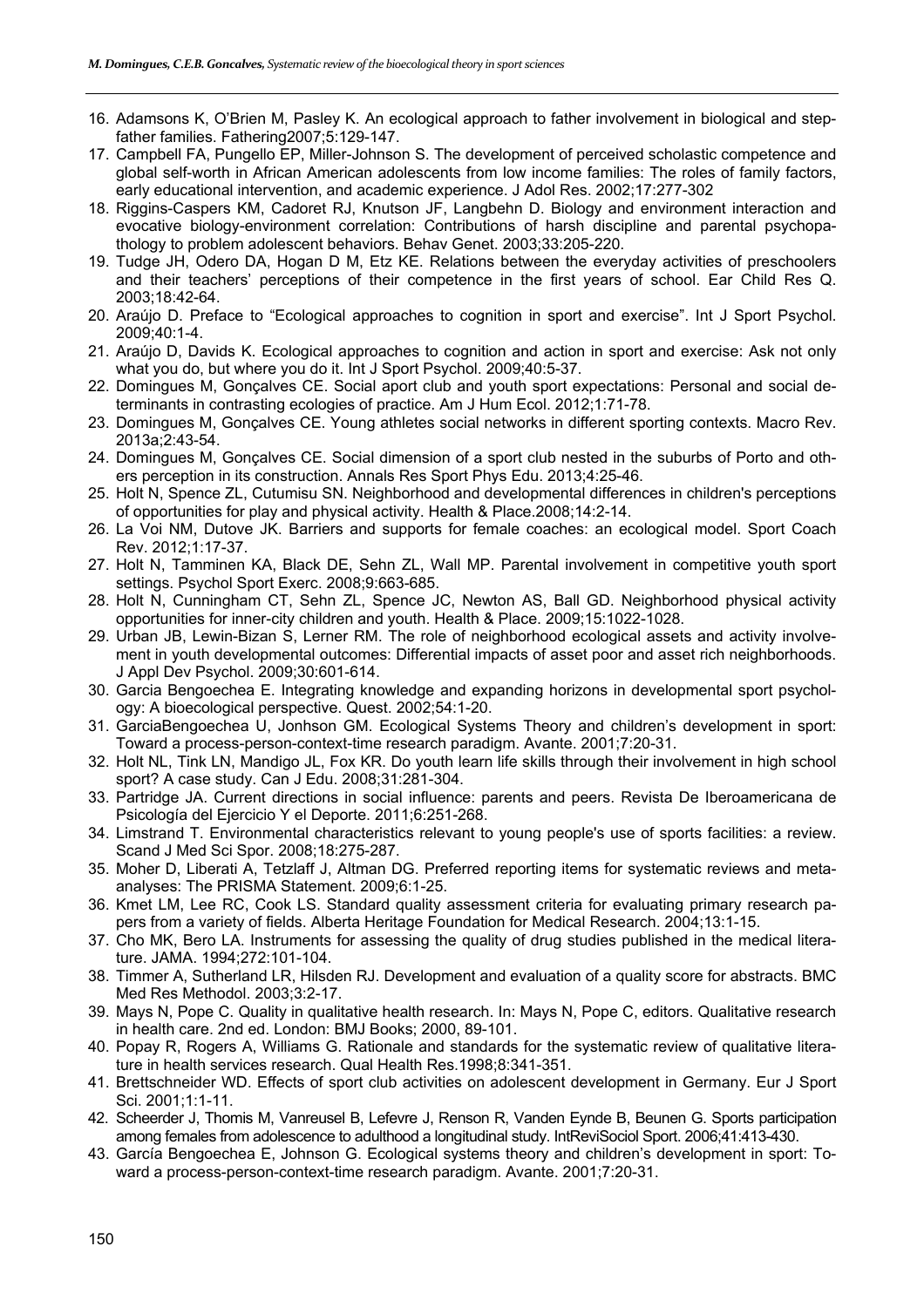16. Adamsons K, O'Brien M, Pasley K. An ecological approach to father involvement in biological and stepfather families. Fathering2007;5:129-147.
17. Campbell FA, Pungello EP, Miller-Johnson S. The development of perceived scholastic competence and global self-worth in African American adolescents from low income families: The roles of family factors, early educational intervention, and academic experience. J Adol Res. 2002;17:277-302
18. Riggins-Caspers KM, Cadoret RJ, Knutson JF, Langbehn D. Biology and environment interaction and evocative biology-environment correlation: Contributions of harsh discipline and parental psychopathology to problem adolescent behaviors. Behav Genet. 2003;33:205-220.
19. Tudge JH, Odero DA, Hogan D M, Etz KE. Relations between the everyday activities of preschoolers and their teachers' perceptions of their competence in the first years of school. Ear Child Res Q. 2003;18:42-64.
20. Araújo D. Preface to "Ecological approaches to cognition in sport and exercise". Int J Sport Psychol. 2009;40:1-4.
21. Araújo D, Davids K. Ecological approaches to cognition and action in sport and exercise: Ask not only what you do, but where you do it. Int J Sport Psychol. 2009;40:5-37.
22. Domingues M, Gonçalves CE. Social aport club and youth sport expectations: Personal and social determinants in contrasting ecologies of practice. Am J Hum Ecol. 2012;1:71-78.
23. Domingues M, Gonçalves CE. Young athletes social networks in different sporting contexts. Macro Rev. 2013a;2:43-54.
24. Domingues M, Gonçalves CE. Social dimension of a sport club nested in the suburbs of Porto and others perception in its construction. Annals Res Sport Phys Edu. 2013;4:25-46.
25. Holt N, Spence ZL, Cutumisu SN. Neighborhood and developmental differences in children's perceptions of opportunities for play and physical activity. Health & Place.2008;14:2-14.
26. La Voi NM, Dutove JK. Barriers and supports for female coaches: an ecological model. Sport Coach Rev. 2012;1:17-37.
27. Holt N, Tamminen KA, Black DE, Sehn ZL, Wall MP. Parental involvement in competitive youth sport settings. Psychol Sport Exerc. 2008;9:663-685.
28. Holt N, Cunningham CT, Sehn ZL, Spence JC, Newton AS, Ball GD. Neighborhood physical activity opportunities for inner-city children and youth. Health & Place. 2009;15:1022-1028.
29. Urban JB, Lewin-Bizan S, Lerner RM. The role of neighborhood ecological assets and activity involvement in youth developmental outcomes: Differential impacts of asset poor and asset rich neighborhoods. J Appl Dev Psychol. 2009;30:601-614.
30. Garcia Bengoechea E. Integrating knowledge and expanding horizons in developmental sport psychology: A bioecological perspective. Quest. 2002;54:1-20.
31. GarciaBengoechea U, Jonhson GM. Ecological Systems Theory and children's development in sport: Toward a process-person-context-time research paradigm. Avante. 2001;7:20-31.
32. Holt NL, Tink LN, Mandigo JL, Fox KR. Do youth learn life skills through their involvement in high school sport? A case study. Can J Edu. 2008;31:281-304.
33. Partridge JA. Current directions in social influence: parents and peers. Revista De Iberoamericana de Psicología del Ejercicio Y el Deporte. 2011;6:251-268.
34. Limstrand T. Environmental characteristics relevant to young people's use of sports facilities: a review. Scand J Med Sci Spor. 2008;18:275-287.
35. Moher D, Liberati A, Tetzlaff J, Altman DG. Preferred reporting items for systematic reviews and meta-analyses: The PRISMA Statement. 2009;6:1-25.
36. Kmet LM, Lee RC, Cook LS. Standard quality assessment criteria for evaluating primary research papers from a variety of fields. Alberta Heritage Foundation for Medical Research. 2004;13:1-15.
37. Cho MK, Bero LA. Instruments for assessing the quality of drug studies published in the medical literature. JAMA. 1994;272:101-104.
38. Timmer A, Sutherland LR, Hilsden RJ. Development and evaluation of a quality score for abstracts. BMC Med Res Methodol. 2003;3:2-17.
39. Mays N, Pope C. Quality in qualitative health research. In: Mays N, Pope C, editors. Qualitative research in health care. 2nd ed. London: BMJ Books; 2000, 89-101.
40. Popay R, Rogers A, Williams G. Rationale and standards for the systematic review of qualitative literature in health services research. Qual Health Res.1998;8:341-351.
41. Brettschneider WD. Effects of sport club activities on adolescent development in Germany. Eur J Sport Sci. 2001;1:1-11.
42. Scheerder J, Thomis M, Vanreusel B, Lefevre J, Renson R, Vanden Eynde B, Beunen G. Sports participation among females from adolescence to adulthood a longitudinal study. IntReviSociol Sport. 2006;41:413-430.
43. García Bengoechea E, Johnson G. Ecological systems theory and children's development in sport: Toward a process-person-context-time research paradigm. Avante. 2001;7:20-31.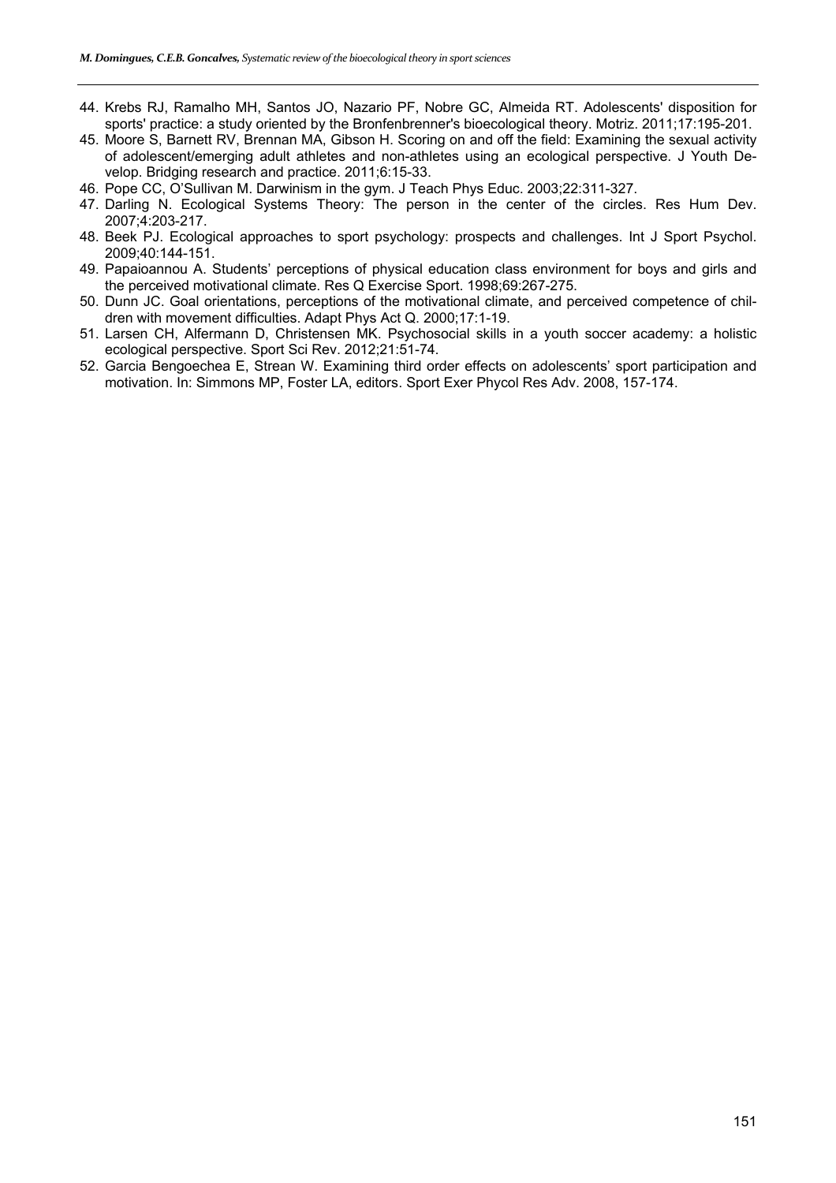44. Krebs RJ, Ramalho MH, Santos JO, Nazario PF, Nobre GC, Almeida RT. Adolescents' disposition for sports' practice: a study oriented by the Bronfenbrenner's bioecological theory. Motriz. 2011;17:195-201.
45. Moore S, Barnett RV, Brennan MA, Gibson H. Scoring on and off the field: Examining the sexual activity of adolescent/emerging adult athletes and non-athletes using an ecological perspective. J Youth Develop. Bridging research and practice. 2011;6:15-33.
46. Pope CC, O'Sullivan M. Darwinism in the gym. J Teach Phys Educ. 2003;22:311-327.
47. Darling N. Ecological Systems Theory: The person in the center of the circles. Res Hum Dev. 2007;4:203-217.
48. Beek PJ. Ecological approaches to sport psychology: prospects and challenges. Int J Sport Psychol. 2009;40:144-151.
49. Papaioannou A. Students' perceptions of physical education class environment for boys and girls and the perceived motivational climate. Res Q Exercise Sport. 1998;69:267-275.
50. Dunn JC. Goal orientations, perceptions of the motivational climate, and perceived competence of children with movement difficulties. Adapt Phys Act Q. 2000;17:1-19.
51. Larsen CH, Alfermann D, Christensen MK. Psychosocial skills in a youth soccer academy: a holistic ecological perspective. Sport Sci Rev. 2012;21:51-74.
52. Garcia Bengoechea E, Strean W. Examining third order effects on adolescents' sport participation and motivation. In: Simmons MP, Foster LA, editors. Sport Exer Phycol Res Adv. 2008, 157-174.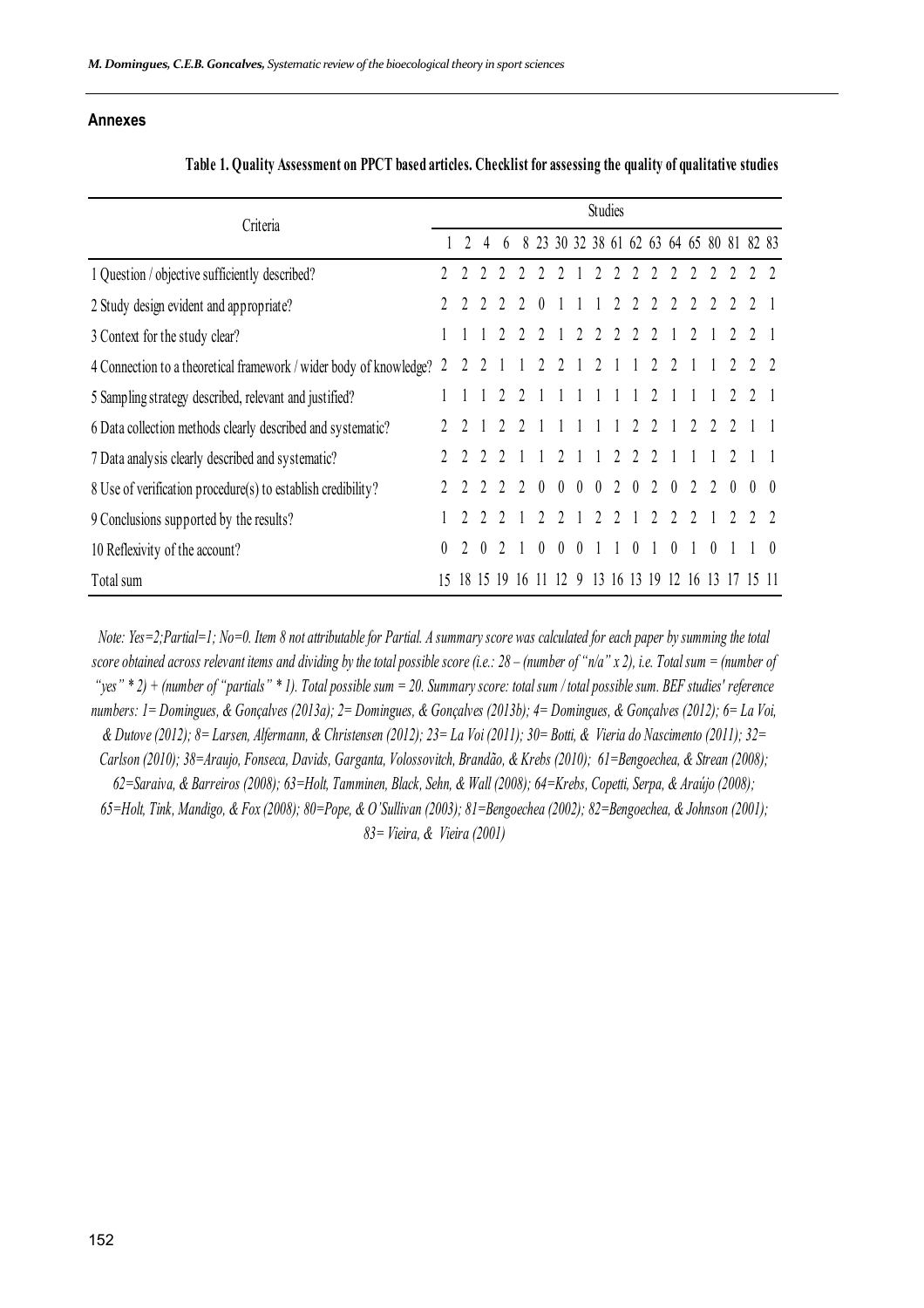## Annexes

**Table 1. Quality Assessment on PPCT based articles. Checklist for assessing the quality of qualitative studies**

| Criteria | Studies | | | | | | | | | | | | | | | | |
|---|---|---|---|---|---|---|---|---|---|---|---|---|---|---|---|---|---|
| | 1 | 2 | 4 | 6 | 8 | 23 | 30 | 32 | 38 | 61 | 62 | 63 | 64 | 65 | 80 | 81 | 82 | 83 |
| 1 Question / objective sufficiently described? | 2 | 2 | 2 | 2 | 2 | 2 | 2 | 1 | 2 | 2 | 2 | 2 | 2 | 2 | 2 | 2 | 2 | 2 |
| 2 Study design evident and appropriate? | 2 | 2 | 2 | 2 | 2 | 0 | 1 | 1 | 1 | 2 | 2 | 2 | 2 | 2 | 2 | 2 | 2 | 1 |
| 3 Context for the study clear? | 1 | 1 | 1 | 2 | 2 | 2 | 1 | 2 | 2 | 2 | 2 | 2 | 1 | 2 | 1 | 2 | 2 | 1 |
| 4 Connection to a theoretical framework / wider body of knowledge? | 2 | 2 | 2 | 1 | 1 | 2 | 2 | 1 | 2 | 1 | 1 | 2 | 2 | 1 | 1 | 2 | 2 | 2 |
| 5 Sampling strategy described, relevant and justified? | 1 | 1 | 1 | 2 | 2 | 1 | 1 | 1 | 1 | 1 | 1 | 2 | 1 | 1 | 1 | 2 | 2 | 1 |
| 6 Data collection methods clearly described and systematic? | 2 | 2 | 1 | 2 | 2 | 1 | 1 | 1 | 1 | 1 | 2 | 2 | 1 | 2 | 2 | 2 | 1 | 1 |
| 7 Data analysis clearly described and systematic? | 2 | 2 | 2 | 2 | 1 | 1 | 2 | 1 | 1 | 2 | 2 | 2 | 1 | 1 | 1 | 2 | 1 | 1 |
| 8 Use of verification procedure(s) to establish credibility? | 2 | 2 | 2 | 2 | 2 | 0 | 0 | 0 | 0 | 2 | 0 | 2 | 0 | 2 | 2 | 0 | 0 | 0 |
| 9 Conclusions supported by the results? | 1 | 2 | 2 | 2 | 1 | 2 | 2 | 1 | 2 | 2 | 1 | 2 | 2 | 2 | 1 | 2 | 2 | 2 |
| 10 Reflexivity of the account? | 0 | 2 | 0 | 2 | 1 | 0 | 0 | 0 | 1 | 1 | 0 | 1 | 0 | 1 | 0 | 1 | 1 | 0 |
| Total sum | 15 | 18 | 15 | 19 | 16 | 11 | 12 | 9 | 13 | 16 | 13 | 19 | 12 | 16 | 13 | 17 | 15 | 11 |

*Note: Yes=2;Partial=1; No=0. Item 8 not attributable for Partial. A summary score was calculated for each paper by summing the total score obtained across relevant items and dividing by the total possible score (i.e.: 28 – (number of "n/a" x 2), i.e. Total sum = (number of "yes" * 2) + (number of "partials" * 1). Total possible sum = 20. Summary score: total sum / total possible sum. BEF studies' reference numbers: 1= Domingues, & Gonçalves (2013a); 2= Domingues, & Gonçalves (2013b); 4= Domingues, & Gonçalves (2012); 6= La Voi, & Dutove (2012); 8= Larsen, Alfermann, & Christensen (2012); 23= La Voi (2011); 30= Botti, & Vieria do Nascimento (2011); 32= Carlson (2010); 38=Araujo, Fonseca, Davids, Garganta, Volossovitch, Brandão, & Krebs (2010); 61=Bengoechea, & Strean (2008); 62=Saraiva, & Barreiros (2008); 63=Holt, Tamminen, Black, Sehn, & Wall (2008); 64=Krebs, Copetti, Serpa, & Araújo (2008); 65=Holt, Tink, Mandigo, & Fox (2008); 80=Pope, & O'Sullivan (2003); 81=Bengoechea (2002); 82=Bengoechea, & Johnson (2001); 83= Vieira, & Vieira (2001)*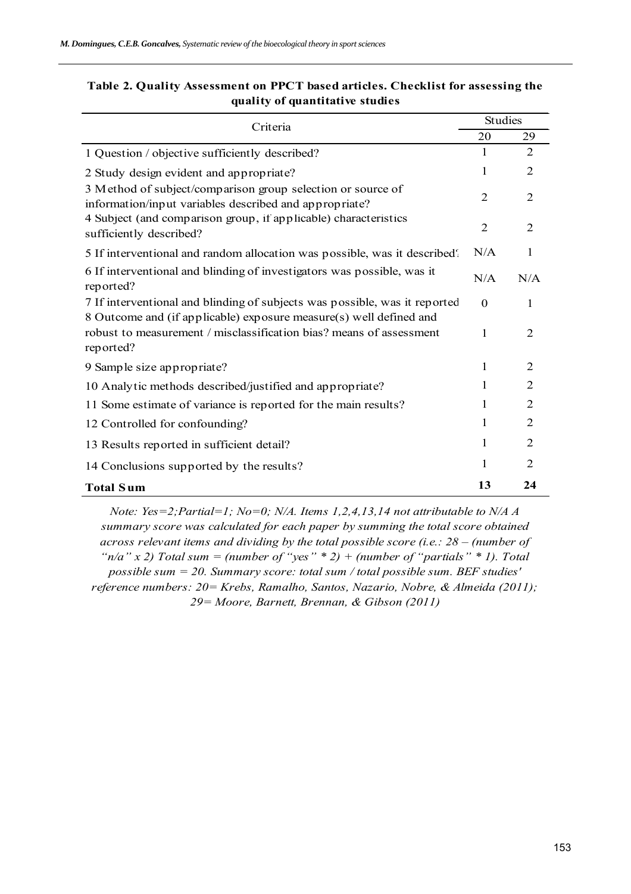**Table 2. Quality Assessment on PPCT based articles. Checklist for assessing the quality of quantitative studies**

| Criteria | Studies | |
|---|---|---|
| | 20 | 29 |
| 1 Question / objective sufficiently described? | 1 | 2 |
| 2 Study design evident and appropriate? | 1 | 2 |
| 3 Method of subject/comparison group selection or source of information/input variables described and appropriate? | 2 | 2 |
| 4 Subject (and comparison group, if applicable) characteristics sufficiently described? | 2 | 2 |
| 5 If interventional and random allocation was possible, was it described? | N/A | 1 |
| 6 If interventional and blinding of investigators was possible, was it reported? | N/A | N/A |
| 7 If interventional and blinding of subjects was possible, was it reported | 0 | 1 |
| 8 Outcome and (if applicable) exposure measure(s) well defined and robust to measurement / misclassification bias? means of assessment reported? | 1 | 2 |
| 9 Sample size appropriate? | 1 | 2 |
| 10 Analytic methods described/justified and appropriate? | 1 | 2 |
| 11 Some estimate of variance is reported for the main results? | 1 | 2 |
| 12 Controlled for confounding? | 1 | 2 |
| 13 Results reported in sufficient detail? | 1 | 2 |
| 14 Conclusions supported by the results? | 1 | 2 |
| **Total Sum** | **13** | **24** |

*Note: Yes=2;Partial=1; No=0; N/A. Items 1,2,4,13,14 not attributable to N/A A summary score was calculated for each paper by summing the total score obtained across relevant items and dividing by the total possible score (i.e.: 28 – (number of "n/a" x 2) Total sum = (number of "yes" * 2) + (number of "partials" * 1). Total possible sum = 20. Summary score: total sum / total possible sum. BEF studies' reference numbers: 20= Krebs, Ramalho, Santos, Nazario, Nobre, & Almeida (2011); 29= Moore, Barnett, Brennan, & Gibson (2011)*